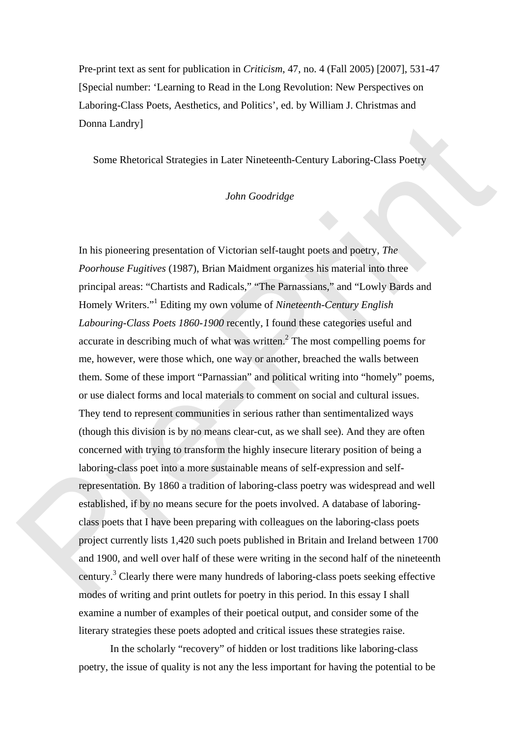Pre-print text as sent for publication in *Criticism*, 47, no. 4 (Fall 2005) [2007], 531-47 [Special number: 'Learning to Read in the Long Revolution: New Perspectives on Laboring-Class Poets, Aesthetics, and Politics', ed. by William J. Christmas and Donna Landry]

# Some Rhetorical Strategies in Later Nineteenth-Century Laboring-Class Poetry

*John Goodridge*

In his pioneering presentation of Victorian self-taught poets and poetry, *The Poorhouse Fugitives* (1987), Brian Maidment organizes his material into three principal areas: "Chartists and Radicals," "The Parnassians," and "Lowly Bards and Homely Writers."[1] Editing my own volume of *Nineteenth-Century English Labouring-Class Poets 1860-1900* recently, I found these categories useful and accurate in describing much of what was written.[2] The most compelling poems for me, however, were those which, one way or another, breached the walls between them. Some of these import "Parnassian" and political writing into "homely" poems, or use dialect forms and local materials to comment on social and cultural issues. They tend to represent communities in serious rather than sentimentalized ways (though this division is by no means clear-cut, as we shall see). And they are often concerned with trying to transform the highly insecure literary position of being a laboring-class poet into a more sustainable means of self-expression and self-representation. By 1860 a tradition of laboring-class poetry was widespread and well established, if by no means secure for the poets involved. A database of laboring-class poets that I have been preparing with colleagues on the laboring-class poets project currently lists 1,420 such poets published in Britain and Ireland between 1700 and 1900, and well over half of these were writing in the second half of the nineteenth century.[3] Clearly there were many hundreds of laboring-class poets seeking effective modes of writing and print outlets for poetry in this period. In this essay I shall examine a number of examples of their poetical output, and consider some of the literary strategies these poets adopted and critical issues these strategies raise.

In the scholarly "recovery" of hidden or lost traditions like laboring-class poetry, the issue of quality is not any the less important for having the potential to be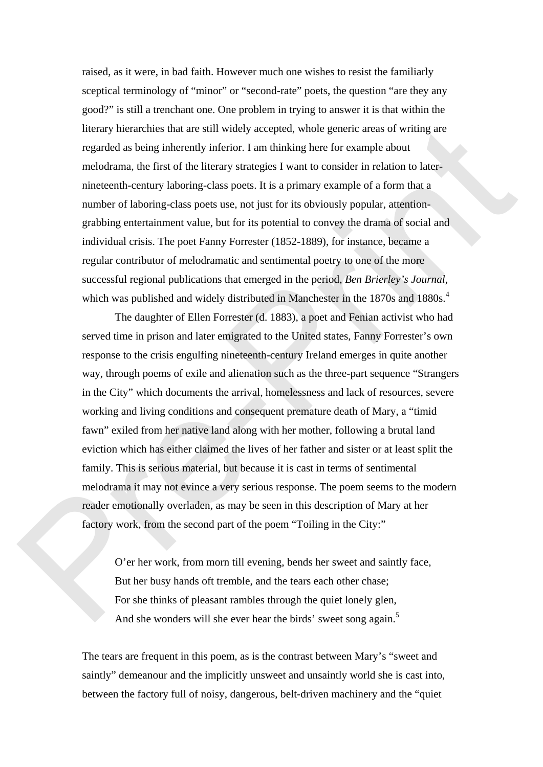raised, as it were, in bad faith. However much one wishes to resist the familiarly sceptical terminology of "minor" or "second-rate" poets, the question "are they any good?" is still a trenchant one. One problem in trying to answer it is that within the literary hierarchies that are still widely accepted, whole generic areas of writing are regarded as being inherently inferior. I am thinking here for example about melodrama, the first of the literary strategies I want to consider in relation to later-nineteenth-century laboring-class poets. It is a primary example of a form that a number of laboring-class poets use, not just for its obviously popular, attention-grabbing entertainment value, but for its potential to convey the drama of social and individual crisis. The poet Fanny Forrester (1852-1889), for instance, became a regular contributor of melodramatic and sentimental poetry to one of the more successful regional publications that emerged in the period, *Ben Brierley's Journal*, which was published and widely distributed in Manchester in the 1870s and 1880s.[4]

The daughter of Ellen Forrester (d. 1883), a poet and Fenian activist who had served time in prison and later emigrated to the United states, Fanny Forrester's own response to the crisis engulfing nineteenth-century Ireland emerges in quite another way, through poems of exile and alienation such as the three-part sequence "Strangers in the City" which documents the arrival, homelessness and lack of resources, severe working and living conditions and consequent premature death of Mary, a "timid fawn" exiled from her native land along with her mother, following a brutal land eviction which has either claimed the lives of her father and sister or at least split the family. This is serious material, but because it is cast in terms of sentimental melodrama it may not evince a very serious response. The poem seems to the modern reader emotionally overladen, as may be seen in this description of Mary at her factory work, from the second part of the poem "Toiling in the City:"

> O'er her work, from morn till evening, bends her sweet and saintly face,
> But her busy hands oft tremble, and the tears each other chase;
> For she thinks of pleasant rambles through the quiet lonely glen,
> And she wonders will she ever hear the birds' sweet song again.[5]

The tears are frequent in this poem, as is the contrast between Mary's "sweet and saintly" demeanour and the implicitly unsweet and unsaintly world she is cast into, between the factory full of noisy, dangerous, belt-driven machinery and the "quiet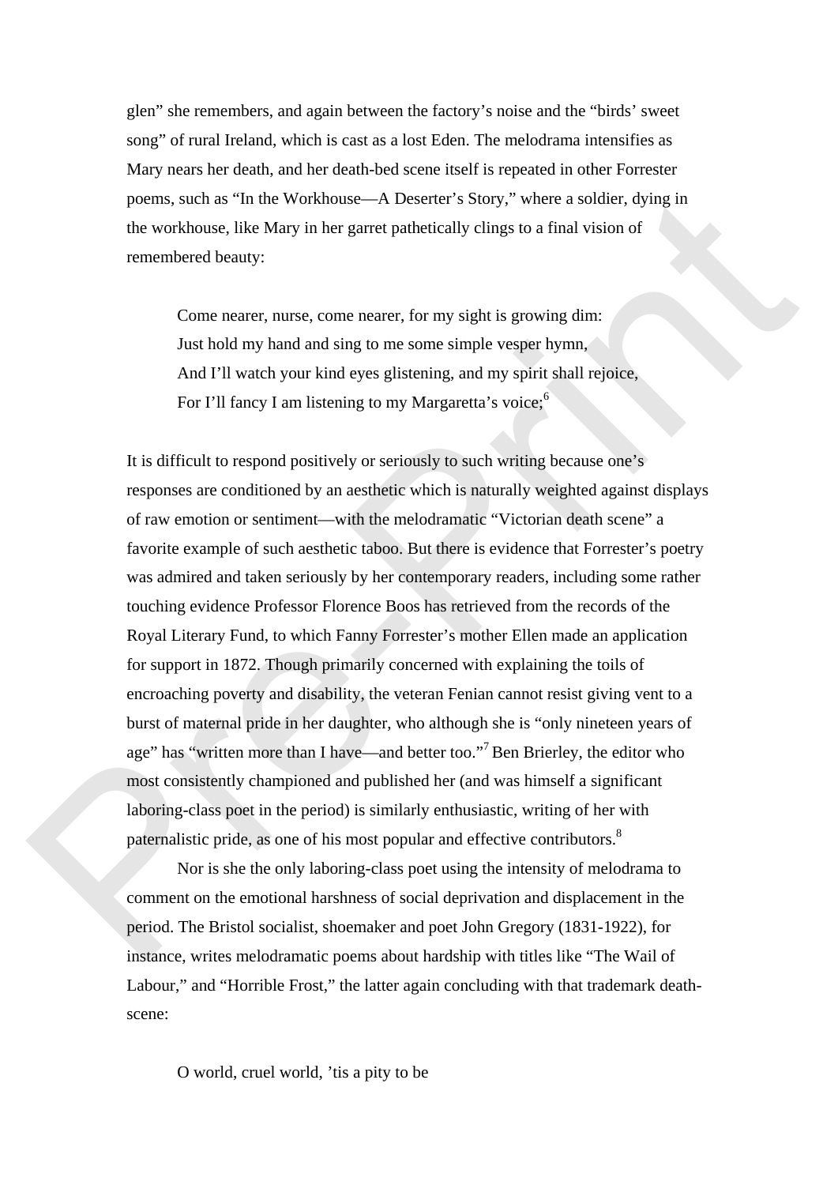glen" she remembers, and again between the factory's noise and the "birds' sweet song" of rural Ireland, which is cast as a lost Eden. The melodrama intensifies as Mary nears her death, and her death-bed scene itself is repeated in other Forrester poems, such as "In the Workhouse—A Deserter's Story," where a soldier, dying in the workhouse, like Mary in her garret pathetically clings to a final vision of remembered beauty:

> Come nearer, nurse, come nearer, for my sight is growing dim:
> Just hold my hand and sing to me some simple vesper hymn,
> And I'll watch your kind eyes glistening, and my spirit shall rejoice,
> For I'll fancy I am listening to my Margaretta's voice;[6]

It is difficult to respond positively or seriously to such writing because one's responses are conditioned by an aesthetic which is naturally weighted against displays of raw emotion or sentiment—with the melodramatic "Victorian death scene" a favorite example of such aesthetic taboo. But there is evidence that Forrester's poetry was admired and taken seriously by her contemporary readers, including some rather touching evidence Professor Florence Boos has retrieved from the records of the Royal Literary Fund, to which Fanny Forrester's mother Ellen made an application for support in 1872. Though primarily concerned with explaining the toils of encroaching poverty and disability, the veteran Fenian cannot resist giving vent to a burst of maternal pride in her daughter, who although she is "only nineteen years of age" has "written more than I have—and better too."[7] Ben Brierley, the editor who most consistently championed and published her (and was himself a significant laboring-class poet in the period) is similarly enthusiastic, writing of her with paternalistic pride, as one of his most popular and effective contributors.[8]

Nor is she the only laboring-class poet using the intensity of melodrama to comment on the emotional harshness of social deprivation and displacement in the period. The Bristol socialist, shoemaker and poet John Gregory (1831-1922), for instance, writes melodramatic poems about hardship with titles like "The Wail of Labour," and "Horrible Frost," the latter again concluding with that trademark death-scene:

> O world, cruel world, 'tis a pity to be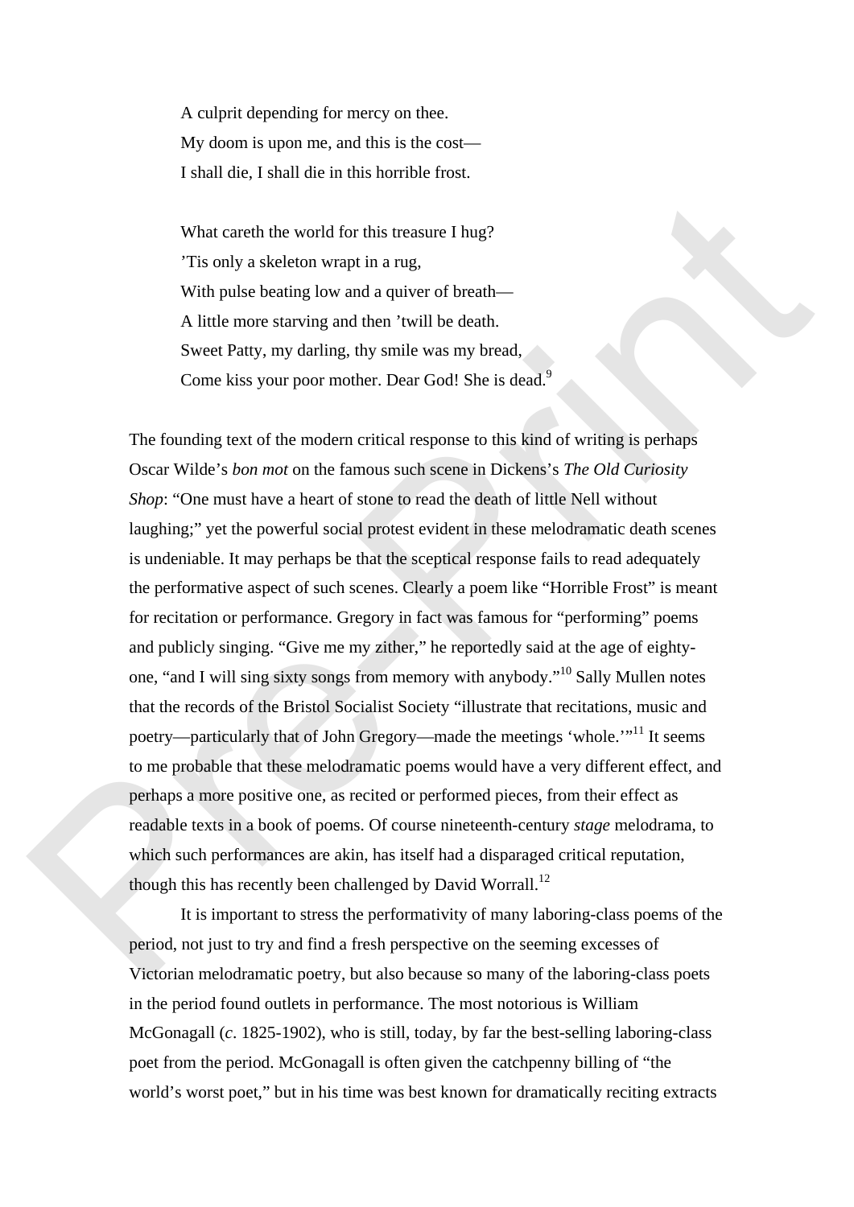> A culprit depending for mercy on thee.
> My doom is upon me, and this is the cost—
> I shall die, I shall die in this horrible frost.
>
> What careth the world for this treasure I hug?
> 'Tis only a skeleton wrapt in a rug,
> With pulse beating low and a quiver of breath—
> A little more starving and then 'twill be death.
> Sweet Patty, my darling, thy smile was my bread,
> Come kiss your poor mother. Dear God! She is dead.[9]

The founding text of the modern critical response to this kind of writing is perhaps Oscar Wilde's *bon mot* on the famous such scene in Dickens's *The Old Curiosity Shop*: "One must have a heart of stone to read the death of little Nell without laughing;" yet the powerful social protest evident in these melodramatic death scenes is undeniable. It may perhaps be that the sceptical response fails to read adequately the performative aspect of such scenes. Clearly a poem like "Horrible Frost" is meant for recitation or performance. Gregory in fact was famous for "performing" poems and publicly singing. "Give me my zither," he reportedly said at the age of eighty-one, "and I will sing sixty songs from memory with anybody."[10] Sally Mullen notes that the records of the Bristol Socialist Society "illustrate that recitations, music and poetry—particularly that of John Gregory—made the meetings 'whole.'"[11] It seems to me probable that these melodramatic poems would have a very different effect, and perhaps a more positive one, as recited or performed pieces, from their effect as readable texts in a book of poems. Of course nineteenth-century *stage* melodrama, to which such performances are akin, has itself had a disparaged critical reputation, though this has recently been challenged by David Worrall.[12]

It is important to stress the performativity of many laboring-class poems of the period, not just to try and find a fresh perspective on the seeming excesses of Victorian melodramatic poetry, but also because so many of the laboring-class poets in the period found outlets in performance. The most notorious is William McGonagall (*c*. 1825-1902), who is still, today, by far the best-selling laboring-class poet from the period. McGonagall is often given the catchpenny billing of "the world's worst poet," but in his time was best known for dramatically reciting extracts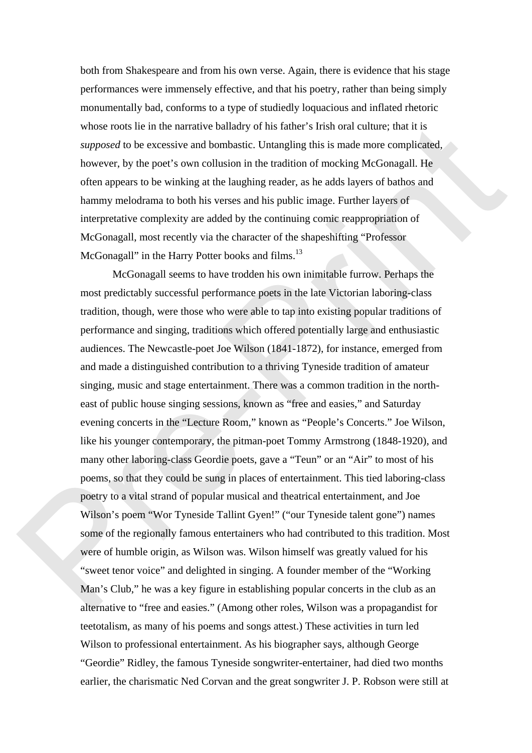both from Shakespeare and from his own verse. Again, there is evidence that his stage performances were immensely effective, and that his poetry, rather than being simply monumentally bad, conforms to a type of studiedly loquacious and inflated rhetoric whose roots lie in the narrative balladry of his father's Irish oral culture; that it is *supposed* to be excessive and bombastic. Untangling this is made more complicated, however, by the poet's own collusion in the tradition of mocking McGonagall. He often appears to be winking at the laughing reader, as he adds layers of bathos and hammy melodrama to both his verses and his public image. Further layers of interpretative complexity are added by the continuing comic reappropriation of McGonagall, most recently via the character of the shapeshifting "Professor McGonagall" in the Harry Potter books and films.[13]

McGonagall seems to have trodden his own inimitable furrow. Perhaps the most predictably successful performance poets in the late Victorian laboring-class tradition, though, were those who were able to tap into existing popular traditions of performance and singing, traditions which offered potentially large and enthusiastic audiences. The Newcastle-poet Joe Wilson (1841-1872), for instance, emerged from and made a distinguished contribution to a thriving Tyneside tradition of amateur singing, music and stage entertainment. There was a common tradition in the north-east of public house singing sessions, known as "free and easies," and Saturday evening concerts in the "Lecture Room," known as "People's Concerts." Joe Wilson, like his younger contemporary, the pitman-poet Tommy Armstrong (1848-1920), and many other laboring-class Geordie poets, gave a "Teun" or an "Air" to most of his poems, so that they could be sung in places of entertainment. This tied laboring-class poetry to a vital strand of popular musical and theatrical entertainment, and Joe Wilson's poem "Wor Tyneside Tallint Gyen!" ("our Tyneside talent gone") names some of the regionally famous entertainers who had contributed to this tradition. Most were of humble origin, as Wilson was. Wilson himself was greatly valued for his "sweet tenor voice" and delighted in singing. A founder member of the "Working Man's Club," he was a key figure in establishing popular concerts in the club as an alternative to "free and easies." (Among other roles, Wilson was a propagandist for teetotalism, as many of his poems and songs attest.) These activities in turn led Wilson to professional entertainment. As his biographer says, although George "Geordie" Ridley, the famous Tyneside songwriter-entertainer, had died two months earlier, the charismatic Ned Corvan and the great songwriter J. P. Robson were still at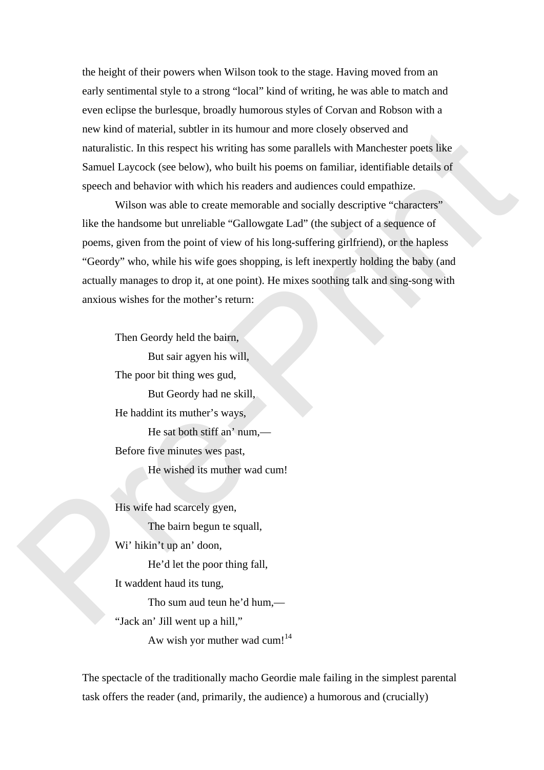the height of their powers when Wilson took to the stage. Having moved from an early sentimental style to a strong "local" kind of writing, he was able to match and even eclipse the burlesque, broadly humorous styles of Corvan and Robson with a new kind of material, subtler in its humour and more closely observed and naturalistic. In this respect his writing has some parallels with Manchester poets like Samuel Laycock (see below), who built his poems on familiar, identifiable details of speech and behavior with which his readers and audiences could empathize.

Wilson was able to create memorable and socially descriptive "characters" like the handsome but unreliable "Gallowgate Lad" (the subject of a sequence of poems, given from the point of view of his long-suffering girlfriend), or the hapless "Geordy" who, while his wife goes shopping, is left inexpertly holding the baby (and actually manages to drop it, at one point). He mixes soothing talk and sing-song with anxious wishes for the mother's return:

> Then Geordy held the bairn,
> But sair agyen his will,
> The poor bit thing wes gud,
> But Geordy had ne skill,
> He haddint its muther's ways,
> He sat both stiff an' num,—
> Before five minutes wes past,
> He wished its muther wad cum!
>
> His wife had scarcely gyen,
> The bairn begun te squall,
> Wi' hikin't up an' doon,
> He'd let the poor thing fall,
> It waddent haud its tung,
> Tho sum aud teun he'd hum,—
> "Jack an' Jill went up a hill,"
> Aw wish yor muther wad cum![14]

The spectacle of the traditionally macho Geordie male failing in the simplest parental task offers the reader (and, primarily, the audience) a humorous and (crucially)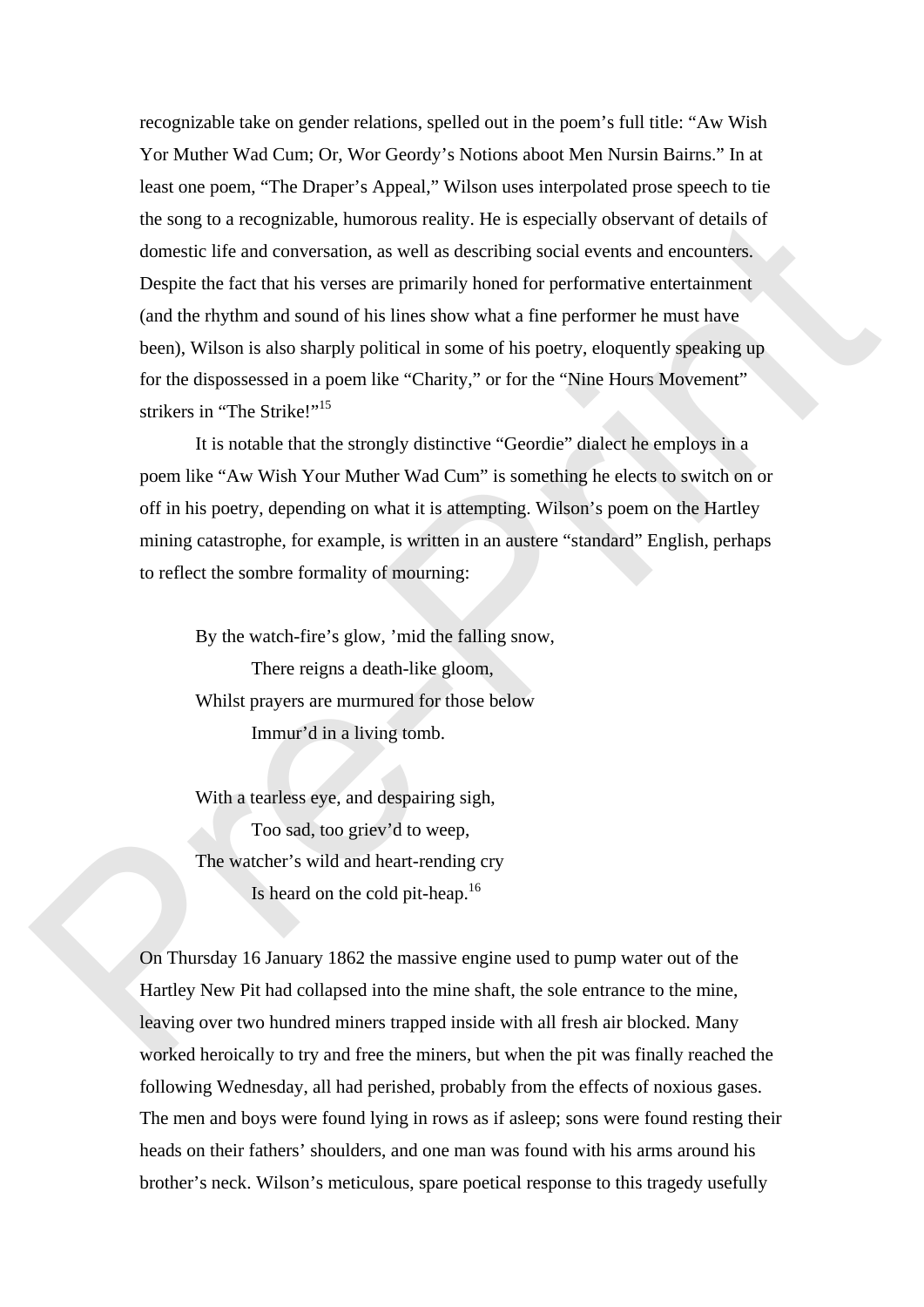recognizable take on gender relations, spelled out in the poem's full title: "Aw Wish Yor Muther Wad Cum; Or, Wor Geordy's Notions aboot Men Nursin Bairns." In at least one poem, "The Draper's Appeal," Wilson uses interpolated prose speech to tie the song to a recognizable, humorous reality. He is especially observant of details of domestic life and conversation, as well as describing social events and encounters. Despite the fact that his verses are primarily honed for performative entertainment (and the rhythm and sound of his lines show what a fine performer he must have been), Wilson is also sharply political in some of his poetry, eloquently speaking up for the dispossessed in a poem like "Charity," or for the "Nine Hours Movement" strikers in "The Strike!"[15]

It is notable that the strongly distinctive "Geordie" dialect he employs in a poem like "Aw Wish Your Muther Wad Cum" is something he elects to switch on or off in his poetry, depending on what it is attempting. Wilson's poem on the Hartley mining catastrophe, for example, is written in an austere "standard" English, perhaps to reflect the sombre formality of mourning:

> By the watch-fire's glow, 'mid the falling snow,
> There reigns a death-like gloom,
> Whilst prayers are murmured for those below
> Immur'd in a living tomb.
>
> With a tearless eye, and despairing sigh,
> Too sad, too griev'd to weep,
> The watcher's wild and heart-rending cry
> Is heard on the cold pit-heap.[16]

On Thursday 16 January 1862 the massive engine used to pump water out of the Hartley New Pit had collapsed into the mine shaft, the sole entrance to the mine, leaving over two hundred miners trapped inside with all fresh air blocked. Many worked heroically to try and free the miners, but when the pit was finally reached the following Wednesday, all had perished, probably from the effects of noxious gases. The men and boys were found lying in rows as if asleep; sons were found resting their heads on their fathers' shoulders, and one man was found with his arms around his brother's neck. Wilson's meticulous, spare poetical response to this tragedy usefully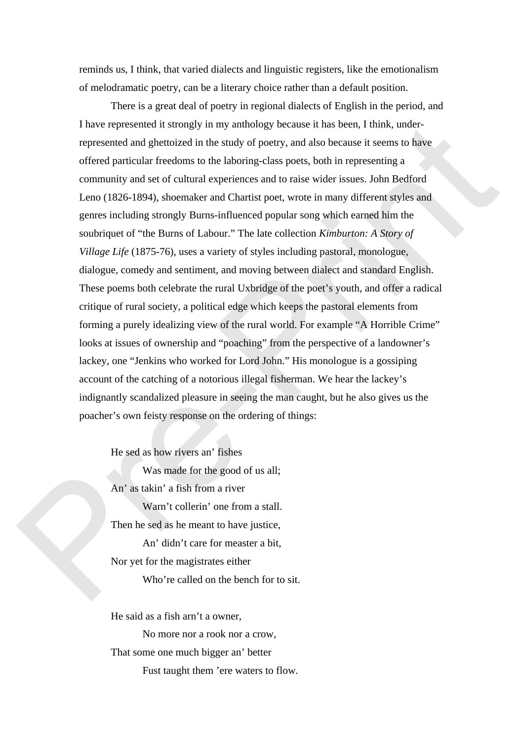reminds us, I think, that varied dialects and linguistic registers, like the emotionalism of melodramatic poetry, can be a literary choice rather than a default position.

There is a great deal of poetry in regional dialects of English in the period, and I have represented it strongly in my anthology because it has been, I think, under-represented and ghettoized in the study of poetry, and also because it seems to have offered particular freedoms to the laboring-class poets, both in representing a community and set of cultural experiences and to raise wider issues. John Bedford Leno (1826-1894), shoemaker and Chartist poet, wrote in many different styles and genres including strongly Burns-influenced popular song which earned him the soubriquet of "the Burns of Labour." The late collection *Kimburton: A Story of Village Life* (1875-76), uses a variety of styles including pastoral, monologue, dialogue, comedy and sentiment, and moving between dialect and standard English. These poems both celebrate the rural Uxbridge of the poet's youth, and offer a radical critique of rural society, a political edge which keeps the pastoral elements from forming a purely idealizing view of the rural world. For example "A Horrible Crime" looks at issues of ownership and "poaching" from the perspective of a landowner's lackey, one "Jenkins who worked for Lord John." His monologue is a gossiping account of the catching of a notorious illegal fisherman. We hear the lackey's indignantly scandalized pleasure in seeing the man caught, but he also gives us the poacher's own feisty response on the ordering of things:

> He sed as how rivers an' fishes
> Was made for the good of us all;
> An' as takin' a fish from a river
> Warn't collerin' one from a stall.
> Then he sed as he meant to have justice,
> An' didn't care for measter a bit,
> Nor yet for the magistrates either
> Who're called on the bench for to sit.
>
> He said as a fish arn't a owner,
> No more nor a rook nor a crow,
> That some one much bigger an' better
> Fust taught them 'ere waters to flow.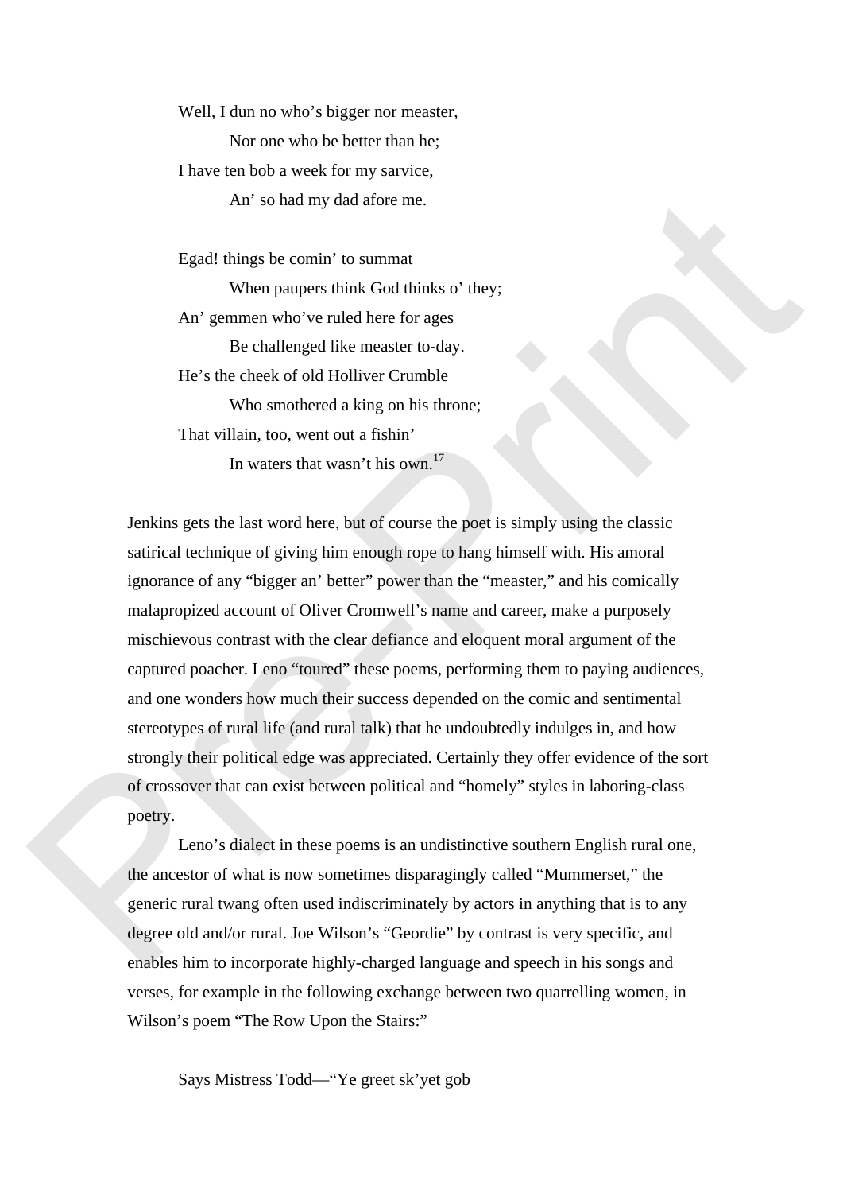Well, I dun no who's bigger nor measter,
Nor one who be better than he;
I have ten bob a week for my sarvice,
An' so had my dad afore me.

Egad! things be comin' to summat
When paupers think God thinks o' they;
An' gemmen who've ruled here for ages
Be challenged like measter to-day.
He's the cheek of old Holliver Crumble
Who smothered a king on his throne;
That villain, too, went out a fishin'
In waters that wasn't his own.[17]

Jenkins gets the last word here, but of course the poet is simply using the classic satirical technique of giving him enough rope to hang himself with. His amoral ignorance of any "bigger an' better" power than the "measter," and his comically malapropized account of Oliver Cromwell's name and career, make a purposely mischievous contrast with the clear defiance and eloquent moral argument of the captured poacher. Leno "toured" these poems, performing them to paying audiences, and one wonders how much their success depended on the comic and sentimental stereotypes of rural life (and rural talk) that he undoubtedly indulges in, and how strongly their political edge was appreciated. Certainly they offer evidence of the sort of crossover that can exist between political and "homely" styles in laboring-class poetry.

Leno's dialect in these poems is an undistinctive southern English rural one, the ancestor of what is now sometimes disparagingly called "Mummerset," the generic rural twang often used indiscriminately by actors in anything that is to any degree old and/or rural. Joe Wilson's "Geordie" by contrast is very specific, and enables him to incorporate highly-charged language and speech in his songs and verses, for example in the following exchange between two quarrelling women, in Wilson's poem "The Row Upon the Stairs:"

Says Mistress Todd—"Ye greet sk'yet gob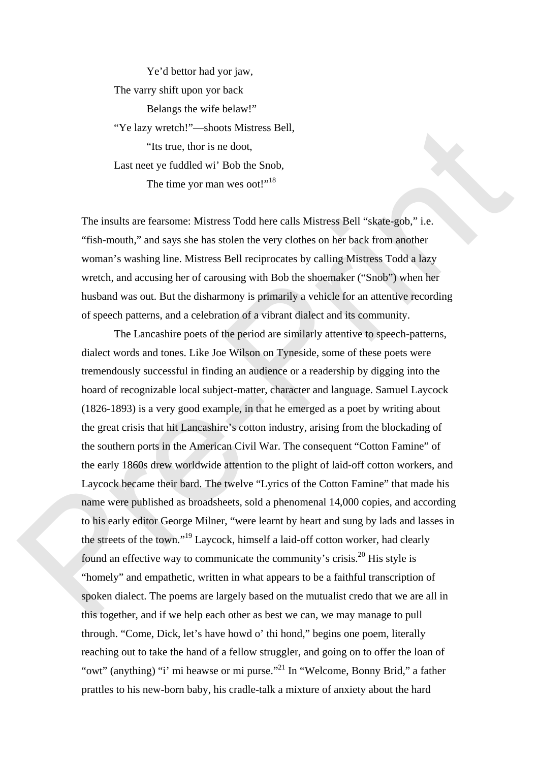Ye'd bettor had yor jaw,  
The varry shift upon yor back  
Belangs the wife belaw!"  
"Ye lazy wretch!"—shoots Mistress Bell,  
"Its true, thor is ne doot,  
Last neet ye fuddled wi' Bob the Snob,  
The time yor man wes oot!"[18]

The insults are fearsome: Mistress Todd here calls Mistress Bell "skate-gob," i.e. "fish-mouth," and says she has stolen the very clothes on her back from another woman's washing line. Mistress Bell reciprocates by calling Mistress Todd a lazy wretch, and accusing her of carousing with Bob the shoemaker ("Snob") when her husband was out. But the disharmony is primarily a vehicle for an attentive recording of speech patterns, and a celebration of a vibrant dialect and its community.

The Lancashire poets of the period are similarly attentive to speech-patterns, dialect words and tones. Like Joe Wilson on Tyneside, some of these poets were tremendously successful in finding an audience or a readership by digging into the hoard of recognizable local subject-matter, character and language. Samuel Laycock (1826-1893) is a very good example, in that he emerged as a poet by writing about the great crisis that hit Lancashire's cotton industry, arising from the blockading of the southern ports in the American Civil War. The consequent "Cotton Famine" of the early 1860s drew worldwide attention to the plight of laid-off cotton workers, and Laycock became their bard. The twelve "Lyrics of the Cotton Famine" that made his name were published as broadsheets, sold a phenomenal 14,000 copies, and according to his early editor George Milner, "were learnt by heart and sung by lads and lasses in the streets of the town."[19] Laycock, himself a laid-off cotton worker, had clearly found an effective way to communicate the community's crisis.[20] His style is "homely" and empathetic, written in what appears to be a faithful transcription of spoken dialect. The poems are largely based on the mutualist credo that we are all in this together, and if we help each other as best we can, we may manage to pull through. "Come, Dick, let's have howd o' thi hond," begins one poem, literally reaching out to take the hand of a fellow struggler, and going on to offer the loan of "owt" (anything) "i' mi heawse or mi purse."[21] In "Welcome, Bonny Brid," a father prattles to his new-born baby, his cradle-talk a mixture of anxiety about the hard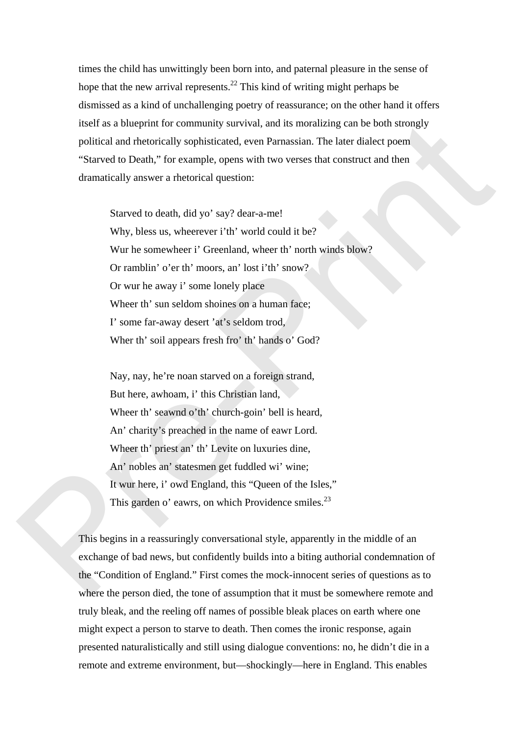times the child has unwittingly been born into, and paternal pleasure in the sense of hope that the new arrival represents.[22] This kind of writing might perhaps be dismissed as a kind of unchallenging poetry of reassurance; on the other hand it offers itself as a blueprint for community survival, and its moralizing can be both strongly political and rhetorically sophisticated, even Parnassian. The later dialect poem "Starved to Death," for example, opens with two verses that construct and then dramatically answer a rhetorical question:

> Starved to death, did yo' say? dear-a-me!
> Why, bless us, wheerever i'th' world could it be?
> Wur he somewheer i' Greenland, wheer th' north winds blow?
> Or ramblin' o'er th' moors, an' lost i'th' snow?
> Or wur he away i' some lonely place
> Wheer th' sun seldom shoines on a human face;
> I' some far-away desert 'at's seldom trod,
> Wher th' soil appears fresh fro' th' hands o' God?
>
> Nay, nay, he're noan starved on a foreign strand,
> But here, awhoam, i' this Christian land,
> Wheer th' seawnd o'th' church-goin' bell is heard,
> An' charity's preached in the name of eawr Lord.
> Wheer th' priest an' th' Levite on luxuries dine,
> An' nobles an' statesmen get fuddled wi' wine;
> It wur here, i' owd England, this "Queen of the Isles,"
> This garden o' eawrs, on which Providence smiles.[23]

This begins in a reassuringly conversational style, apparently in the middle of an exchange of bad news, but confidently builds into a biting authorial condemnation of the "Condition of England." First comes the mock-innocent series of questions as to where the person died, the tone of assumption that it must be somewhere remote and truly bleak, and the reeling off names of possible bleak places on earth where one might expect a person to starve to death. Then comes the ironic response, again presented naturalistically and still using dialogue conventions: no, he didn't die in a remote and extreme environment, but—shockingly—here in England. This enables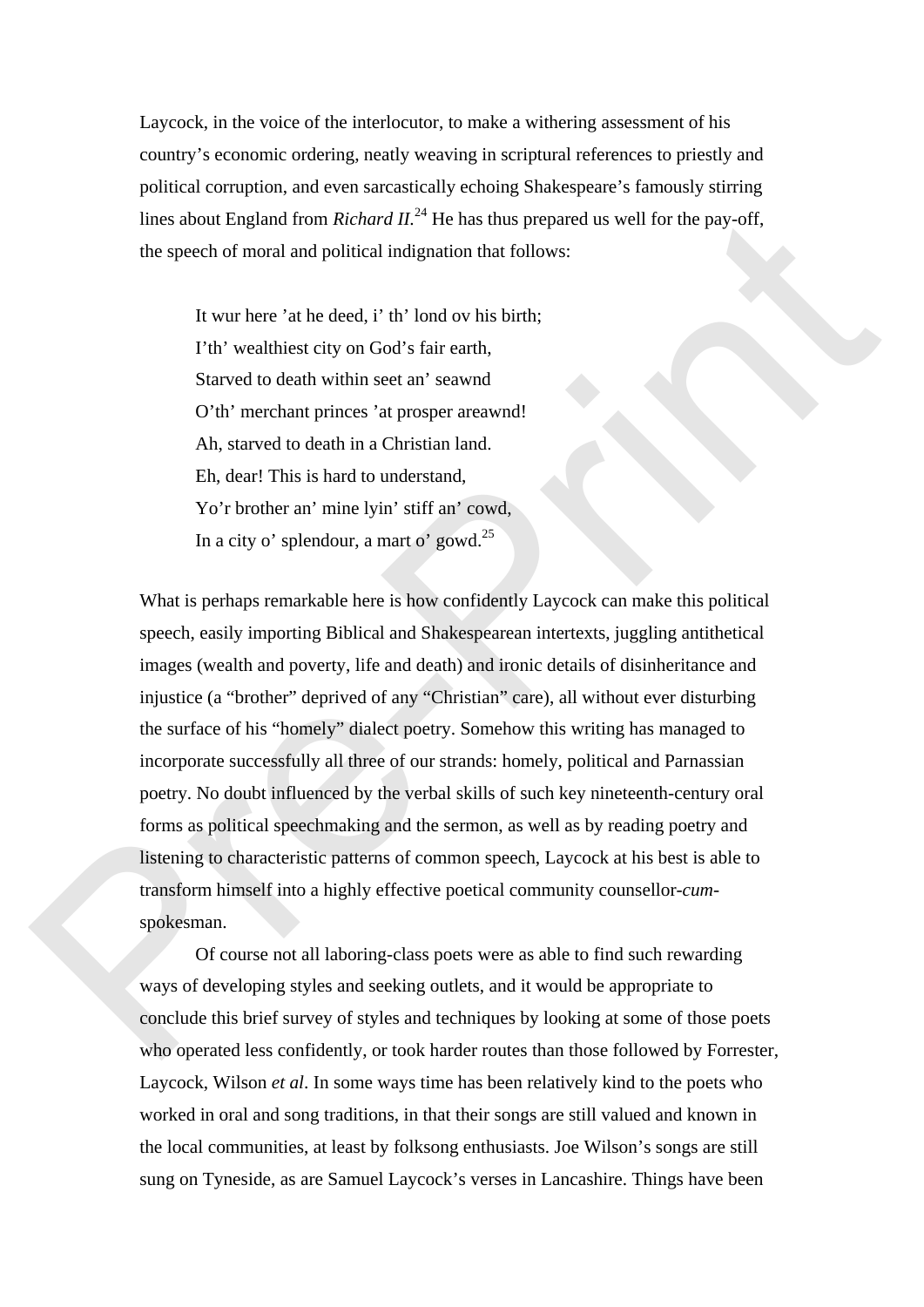Laycock, in the voice of the interlocutor, to make a withering assessment of his country's economic ordering, neatly weaving in scriptural references to priestly and political corruption, and even sarcastically echoing Shakespeare's famously stirring lines about England from *Richard II*.[24] He has thus prepared us well for the pay-off, the speech of moral and political indignation that follows:

> It wur here 'at he deed, i' th' lond ov his birth;  
> I'th' wealthiest city on God's fair earth,  
> Starved to death within seet an' seawnd  
> O'th' merchant princes 'at prosper areawnd!  
> Ah, starved to death in a Christian land.  
> Eh, dear! This is hard to understand,  
> Yo'r brother an' mine lyin' stiff an' cowd,  
> In a city o' splendour, a mart o' gowd.[25]

What is perhaps remarkable here is how confidently Laycock can make this political speech, easily importing Biblical and Shakespearean intertexts, juggling antithetical images (wealth and poverty, life and death) and ironic details of disinheritance and injustice (a "brother" deprived of any "Christian" care), all without ever disturbing the surface of his "homely" dialect poetry. Somehow this writing has managed to incorporate successfully all three of our strands: homely, political and Parnassian poetry. No doubt influenced by the verbal skills of such key nineteenth-century oral forms as political speechmaking and the sermon, as well as by reading poetry and listening to characteristic patterns of common speech, Laycock at his best is able to transform himself into a highly effective poetical community counsellor-*cum*-spokesman.

Of course not all laboring-class poets were as able to find such rewarding ways of developing styles and seeking outlets, and it would be appropriate to conclude this brief survey of styles and techniques by looking at some of those poets who operated less confidently, or took harder routes than those followed by Forrester, Laycock, Wilson *et al*. In some ways time has been relatively kind to the poets who worked in oral and song traditions, in that their songs are still valued and known in the local communities, at least by folksong enthusiasts. Joe Wilson's songs are still sung on Tyneside, as are Samuel Laycock's verses in Lancashire. Things have been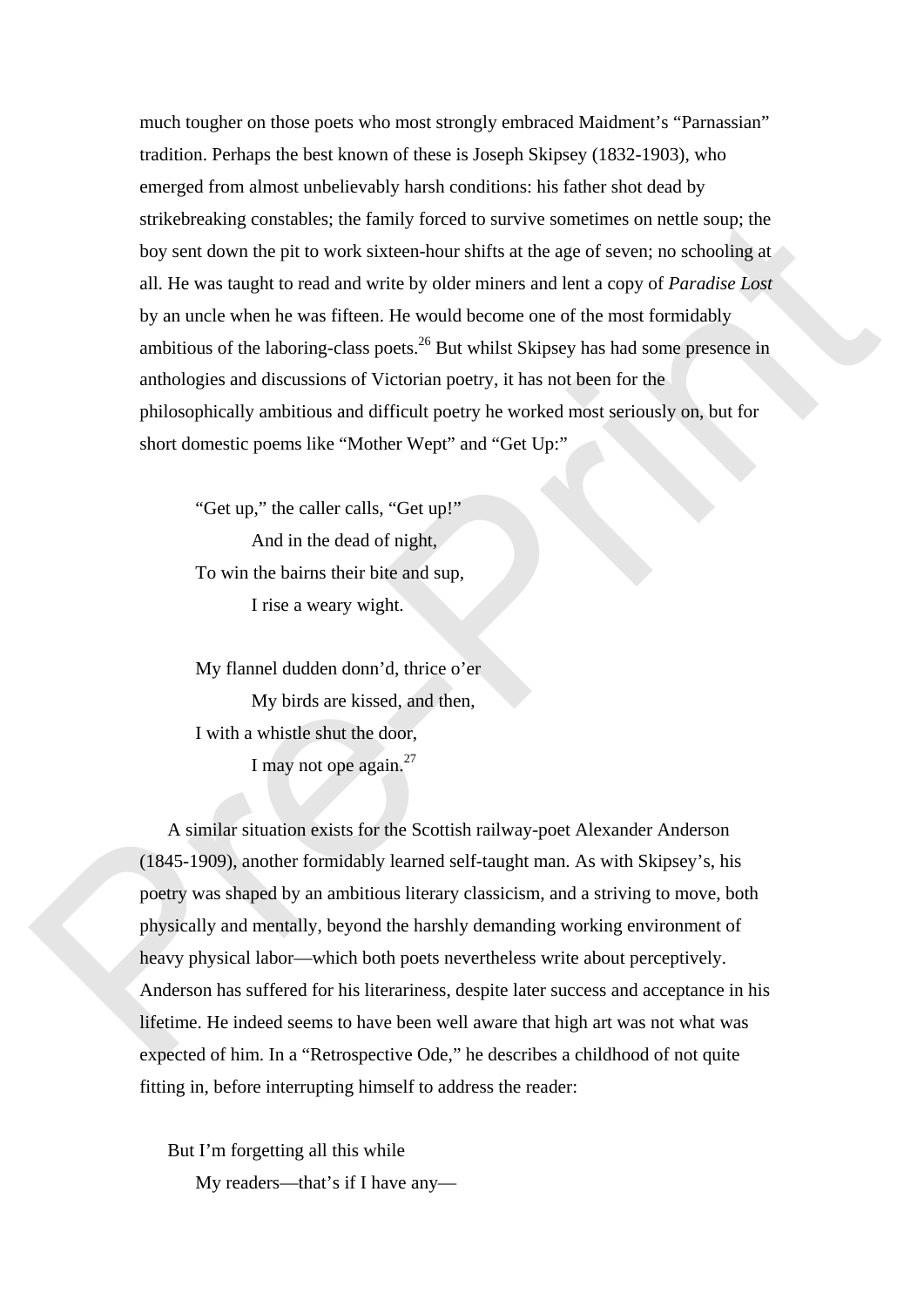much tougher on those poets who most strongly embraced Maidment's "Parnassian" tradition. Perhaps the best known of these is Joseph Skipsey (1832-1903), who emerged from almost unbelievably harsh conditions: his father shot dead by strikebreaking constables; the family forced to survive sometimes on nettle soup; the boy sent down the pit to work sixteen-hour shifts at the age of seven; no schooling at all. He was taught to read and write by older miners and lent a copy of *Paradise Lost* by an uncle when he was fifteen. He would become one of the most formidably ambitious of the laboring-class poets.[26] But whilst Skipsey has had some presence in anthologies and discussions of Victorian poetry, it has not been for the philosophically ambitious and difficult poetry he worked most seriously on, but for short domestic poems like "Mother Wept" and "Get Up:"

> "Get up," the caller calls, "Get up!"
> And in the dead of night,
> To win the bairns their bite and sup,
> I rise a weary wight.
>
> My flannel dudden donn'd, thrice o'er
> My birds are kissed, and then,
> I with a whistle shut the door,
> I may not ope again.[27]

A similar situation exists for the Scottish railway-poet Alexander Anderson (1845-1909), another formidably learned self-taught man. As with Skipsey's, his poetry was shaped by an ambitious literary classicism, and a striving to move, both physically and mentally, beyond the harshly demanding working environment of heavy physical labor—which both poets nevertheless write about perceptively. Anderson has suffered for his literariness, despite later success and acceptance in his lifetime. He indeed seems to have been well aware that high art was not what was expected of him. In a "Retrospective Ode," he describes a childhood of not quite fitting in, before interrupting himself to address the reader:

> But I'm forgetting all this while
> My readers—that's if I have any—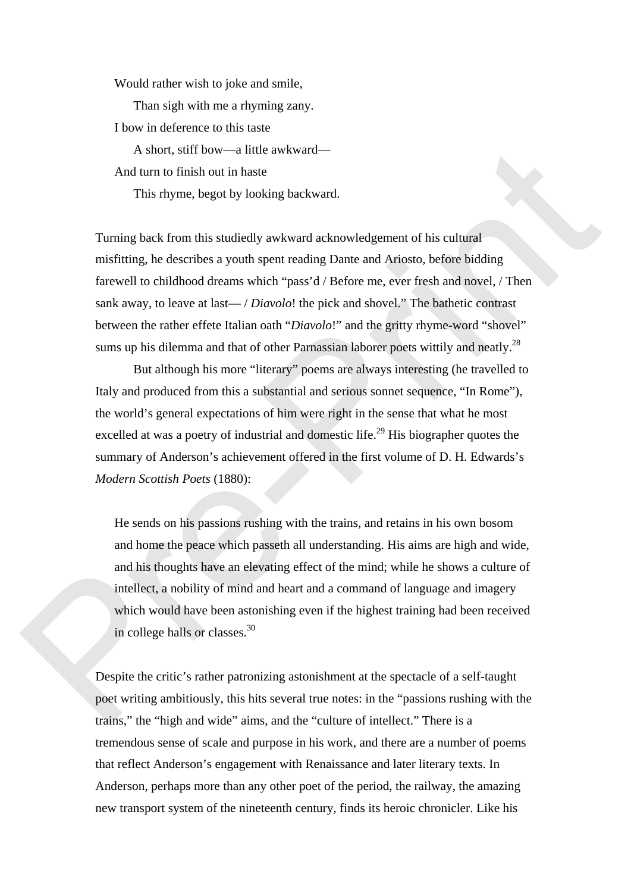Would rather wish to joke and smile,

    Than sigh with me a rhyming zany.

I bow in deference to this taste

    A short, stiff bow—a little awkward—

And turn to finish out in haste

    This rhyme, begot by looking backward.

Turning back from this studiedly awkward acknowledgement of his cultural misfitting, he describes a youth spent reading Dante and Ariosto, before bidding farewell to childhood dreams which "pass'd / Before me, ever fresh and novel, / Then sank away, to leave at last— / *Diavolo*! the pick and shovel." The bathetic contrast between the rather effete Italian oath "*Diavolo*!" and the gritty rhyme-word "shovel" sums up his dilemma and that of other Parnassian laborer poets wittily and neatly.[28]

But although his more "literary" poems are always interesting (he travelled to Italy and produced from this a substantial and serious sonnet sequence, "In Rome"), the world's general expectations of him were right in the sense that what he most excelled at was a poetry of industrial and domestic life.[29] His biographer quotes the summary of Anderson's achievement offered in the first volume of D. H. Edwards's *Modern Scottish Poets* (1880):

> He sends on his passions rushing with the trains, and retains in his own bosom and home the peace which passeth all understanding. His aims are high and wide, and his thoughts have an elevating effect of the mind; while he shows a culture of intellect, a nobility of mind and heart and a command of language and imagery which would have been astonishing even if the highest training had been received in college halls or classes.[30]

Despite the critic's rather patronizing astonishment at the spectacle of a self-taught poet writing ambitiously, this hits several true notes: in the "passions rushing with the trains," the "high and wide" aims, and the "culture of intellect." There is a tremendous sense of scale and purpose in his work, and there are a number of poems that reflect Anderson's engagement with Renaissance and later literary texts. In Anderson, perhaps more than any other poet of the period, the railway, the amazing new transport system of the nineteenth century, finds its heroic chronicler. Like his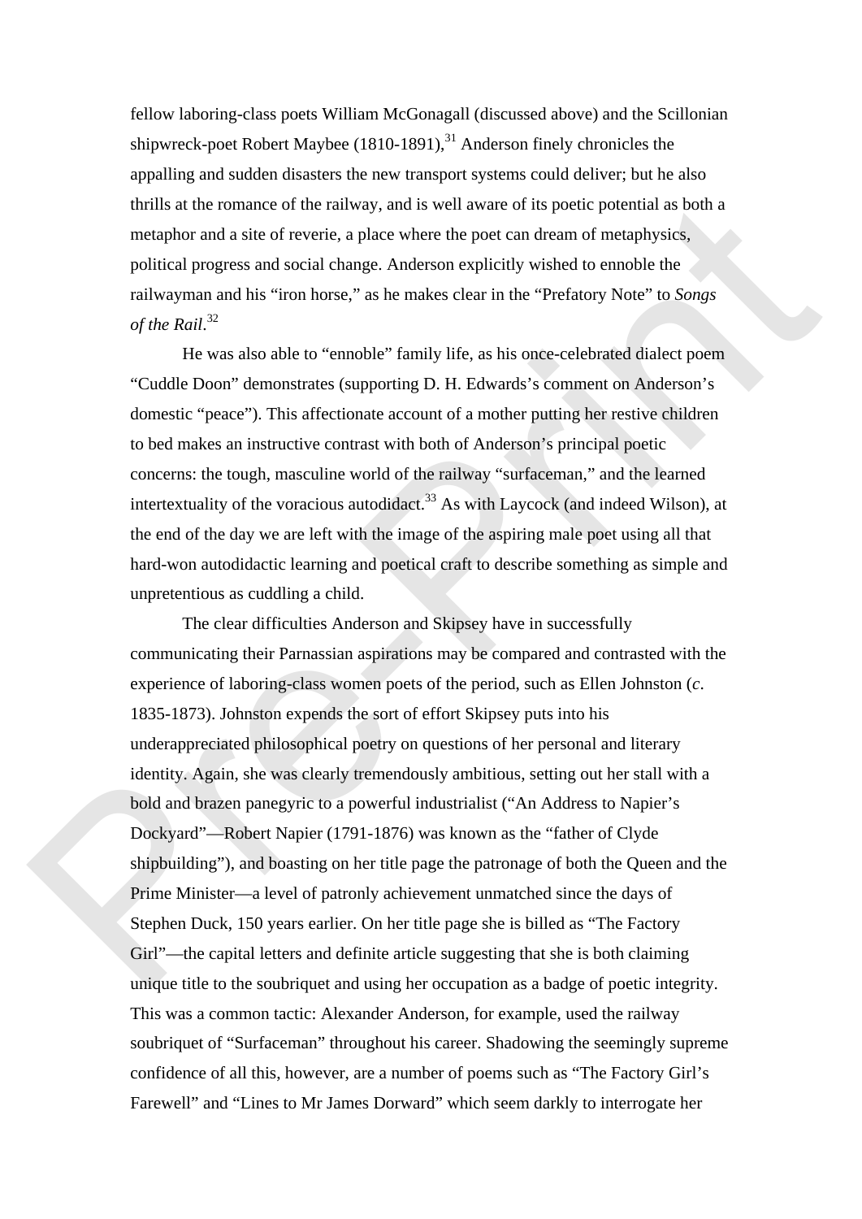fellow laboring-class poets William McGonagall (discussed above) and the Scillonian shipwreck-poet Robert Maybee (1810-1891),[31] Anderson finely chronicles the appalling and sudden disasters the new transport systems could deliver; but he also thrills at the romance of the railway, and is well aware of its poetic potential as both a metaphor and a site of reverie, a place where the poet can dream of metaphysics, political progress and social change. Anderson explicitly wished to ennoble the railwayman and his "iron horse," as he makes clear in the "Prefatory Note" to *Songs of the Rail*.[32]

He was also able to "ennoble" family life, as his once-celebrated dialect poem "Cuddle Doon" demonstrates (supporting D. H. Edwards's comment on Anderson's domestic "peace"). This affectionate account of a mother putting her restive children to bed makes an instructive contrast with both of Anderson's principal poetic concerns: the tough, masculine world of the railway "surfaceman," and the learned intertextuality of the voracious autodidact.[33] As with Laycock (and indeed Wilson), at the end of the day we are left with the image of the aspiring male poet using all that hard-won autodidactic learning and poetical craft to describe something as simple and unpretentious as cuddling a child.

The clear difficulties Anderson and Skipsey have in successfully communicating their Parnassian aspirations may be compared and contrasted with the experience of laboring-class women poets of the period, such as Ellen Johnston (*c*. 1835-1873). Johnston expends the sort of effort Skipsey puts into his underappreciated philosophical poetry on questions of her personal and literary identity. Again, she was clearly tremendously ambitious, setting out her stall with a bold and brazen panegyric to a powerful industrialist ("An Address to Napier's Dockyard"—Robert Napier (1791-1876) was known as the "father of Clyde shipbuilding"), and boasting on her title page the patronage of both the Queen and the Prime Minister—a level of patronly achievement unmatched since the days of Stephen Duck, 150 years earlier. On her title page she is billed as "The Factory Girl"—the capital letters and definite article suggesting that she is both claiming unique title to the soubriquet and using her occupation as a badge of poetic integrity. This was a common tactic: Alexander Anderson, for example, used the railway soubriquet of "Surfaceman" throughout his career. Shadowing the seemingly supreme confidence of all this, however, are a number of poems such as "The Factory Girl's Farewell" and "Lines to Mr James Dorward" which seem darkly to interrogate her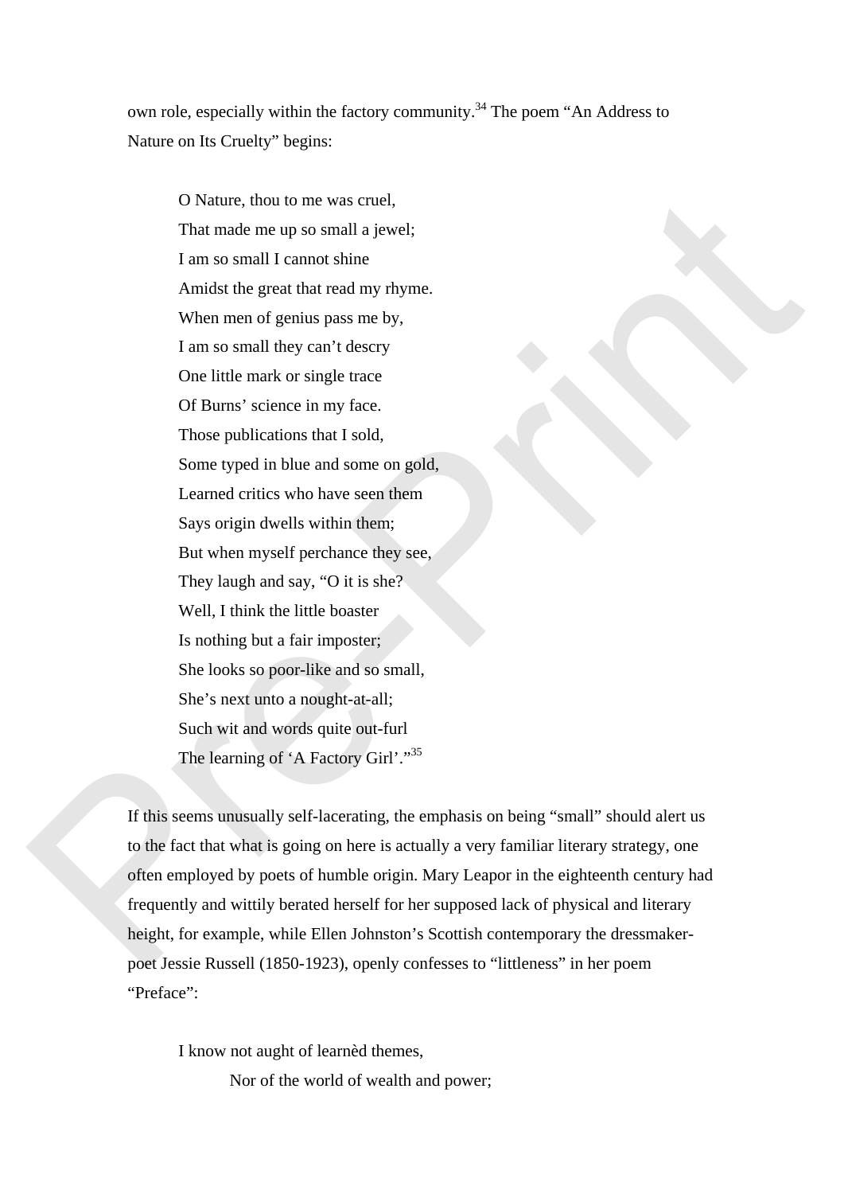own role, especially within the factory community.[34] The poem "An Address to Nature on Its Cruelty" begins:

> O Nature, thou to me was cruel,
> That made me up so small a jewel;
> I am so small I cannot shine
> Amidst the great that read my rhyme.
> When men of genius pass me by,
> I am so small they can't descry
> One little mark or single trace
> Of Burns' science in my face.
> Those publications that I sold,
> Some typed in blue and some on gold,
> Learned critics who have seen them
> Says origin dwells within them;
> But when myself perchance they see,
> They laugh and say, "O it is she?
> Well, I think the little boaster
> Is nothing but a fair imposter;
> She looks so poor-like and so small,
> She's next unto a nought-at-all;
> Such wit and words quite out-furl
> The learning of 'A Factory Girl'."[35]

If this seems unusually self-lacerating, the emphasis on being "small" should alert us to the fact that what is going on here is actually a very familiar literary strategy, one often employed by poets of humble origin. Mary Leapor in the eighteenth century had frequently and wittily berated herself for her supposed lack of physical and literary height, for example, while Ellen Johnston's Scottish contemporary the dressmaker-poet Jessie Russell (1850-1923), openly confesses to "littleness" in her poem "Preface":

> I know not aught of learnèd themes,
> &nbsp;&nbsp;&nbsp;&nbsp;&nbsp;&nbsp;&nbsp;&nbsp;Nor of the world of wealth and power;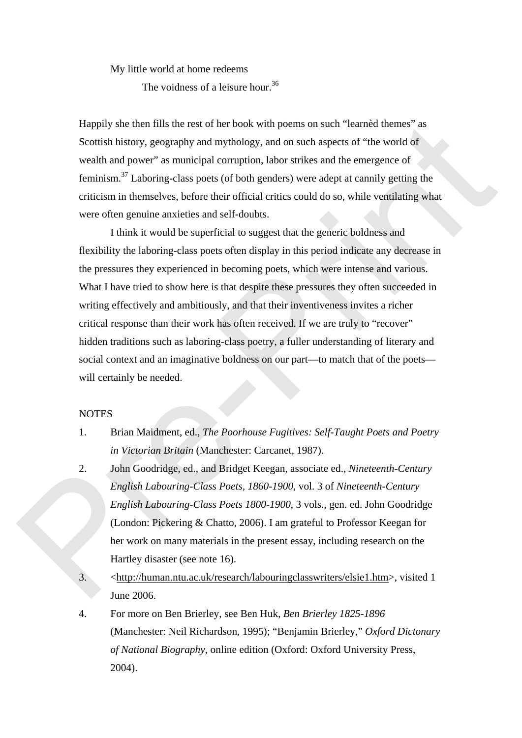My little world at home redeems
    The voidness of a leisure hour.[36]

Happily she then fills the rest of her book with poems on such "learnèd themes" as Scottish history, geography and mythology, and on such aspects of "the world of wealth and power" as municipal corruption, labor strikes and the emergence of feminism.[37] Laboring-class poets (of both genders) were adept at cannily getting the criticism in themselves, before their official critics could do so, while ventilating what were often genuine anxieties and self-doubts.

I think it would be superficial to suggest that the generic boldness and flexibility the laboring-class poets often display in this period indicate any decrease in the pressures they experienced in becoming poets, which were intense and various. What I have tried to show here is that despite these pressures they often succeeded in writing effectively and ambitiously, and that their inventiveness invites a richer critical response than their work has often received. If we are truly to "recover" hidden traditions such as laboring-class poetry, a fuller understanding of literary and social context and an imaginative boldness on our part—to match that of the poets—will certainly be needed.

NOTES

1. Brian Maidment, ed., *The Poorhouse Fugitives: Self-Taught Poets and Poetry in Victorian Britain* (Manchester: Carcanet, 1987).
2. John Goodridge, ed., and Bridget Keegan, associate ed., *Nineteenth-Century English Labouring-Class Poets, 1860-1900*, vol. 3 of *Nineteenth-Century English Labouring-Class Poets 1800-1900*, 3 vols., gen. ed. John Goodridge (London: Pickering & Chatto, 2006). I am grateful to Professor Keegan for her work on many materials in the present essay, including research on the Hartley disaster (see note 16).
3. <http://human.ntu.ac.uk/research/labouringclasswriters/elsie1.htm>, visited 1 June 2006.
4. For more on Ben Brierley, see Ben Huk, *Ben Brierley 1825-1896* (Manchester: Neil Richardson, 1995); "Benjamin Brierley," *Oxford Dictonary of National Biography*, online edition (Oxford: Oxford University Press, 2004).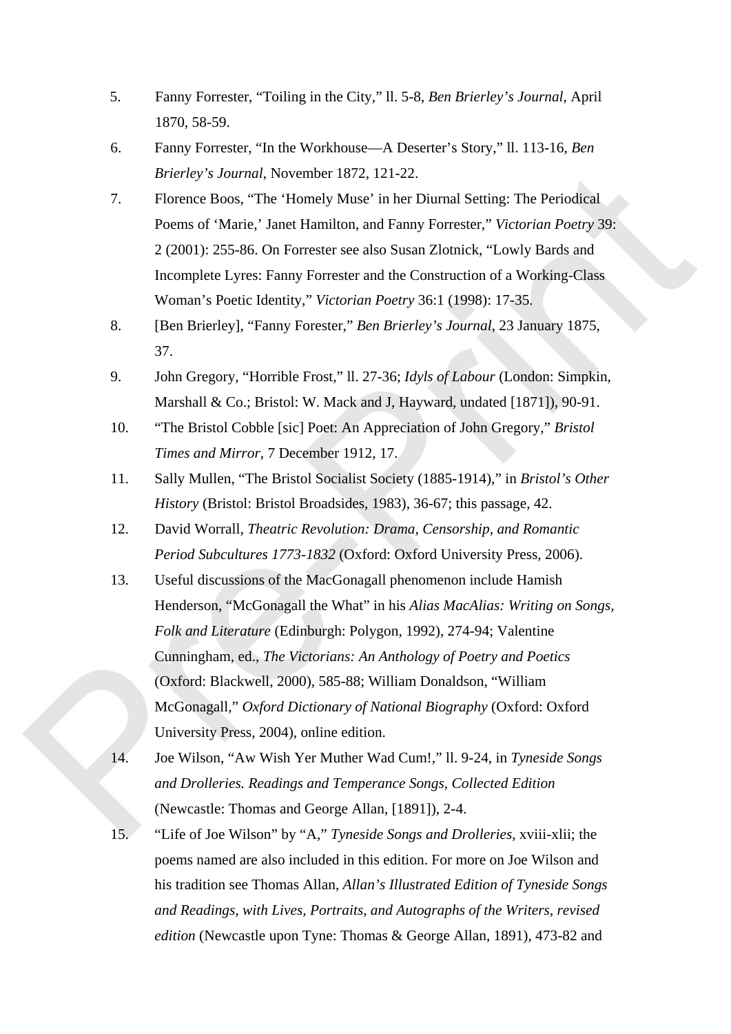5. Fanny Forrester, "Toiling in the City," ll. 5-8, *Ben Brierley's Journal*, April 1870, 58-59.
6. Fanny Forrester, "In the Workhouse—A Deserter's Story," ll. 113-16, *Ben Brierley's Journal*, November 1872, 121-22.
7. Florence Boos, "The 'Homely Muse' in her Diurnal Setting: The Periodical Poems of 'Marie,' Janet Hamilton, and Fanny Forrester," *Victorian Poetry* 39: 2 (2001): 255-86. On Forrester see also Susan Zlotnick, "Lowly Bards and Incomplete Lyres: Fanny Forrester and the Construction of a Working-Class Woman's Poetic Identity," *Victorian Poetry* 36:1 (1998): 17-35.
8. [Ben Brierley], "Fanny Forester," *Ben Brierley's Journal*, 23 January 1875, 37.
9. John Gregory, "Horrible Frost," ll. 27-36; *Idyls of Labour* (London: Simpkin, Marshall & Co.; Bristol: W. Mack and J, Hayward, undated [1871]), 90-91.
10. "The Bristol Cobble [sic] Poet: An Appreciation of John Gregory," *Bristol Times and Mirror*, 7 December 1912, 17.
11. Sally Mullen, "The Bristol Socialist Society (1885-1914)," in *Bristol's Other History* (Bristol: Bristol Broadsides, 1983), 36-67; this passage, 42.
12. David Worrall, *Theatric Revolution: Drama, Censorship, and Romantic Period Subcultures 1773-1832* (Oxford: Oxford University Press, 2006).
13. Useful discussions of the MacGonagall phenomenon include Hamish Henderson, "McGonagall the What" in his *Alias MacAlias: Writing on Songs, Folk and Literature* (Edinburgh: Polygon, 1992), 274-94; Valentine Cunningham, ed., *The Victorians: An Anthology of Poetry and Poetics* (Oxford: Blackwell, 2000), 585-88; William Donaldson, "William McGonagall," *Oxford Dictionary of National Biography* (Oxford: Oxford University Press, 2004), online edition.
14. Joe Wilson, "Aw Wish Yer Muther Wad Cum!," ll. 9-24, in *Tyneside Songs and Drolleries. Readings and Temperance Songs, Collected Edition* (Newcastle: Thomas and George Allan, [1891]), 2-4.
15. "Life of Joe Wilson" by "A," *Tyneside Songs and Drolleries*, xviii-xlii; the poems named are also included in this edition. For more on Joe Wilson and his tradition see Thomas Allan, *Allan's Illustrated Edition of Tyneside Songs and Readings, with Lives, Portraits, and Autographs of the Writers, revised edition* (Newcastle upon Tyne: Thomas & George Allan, 1891), 473-82 and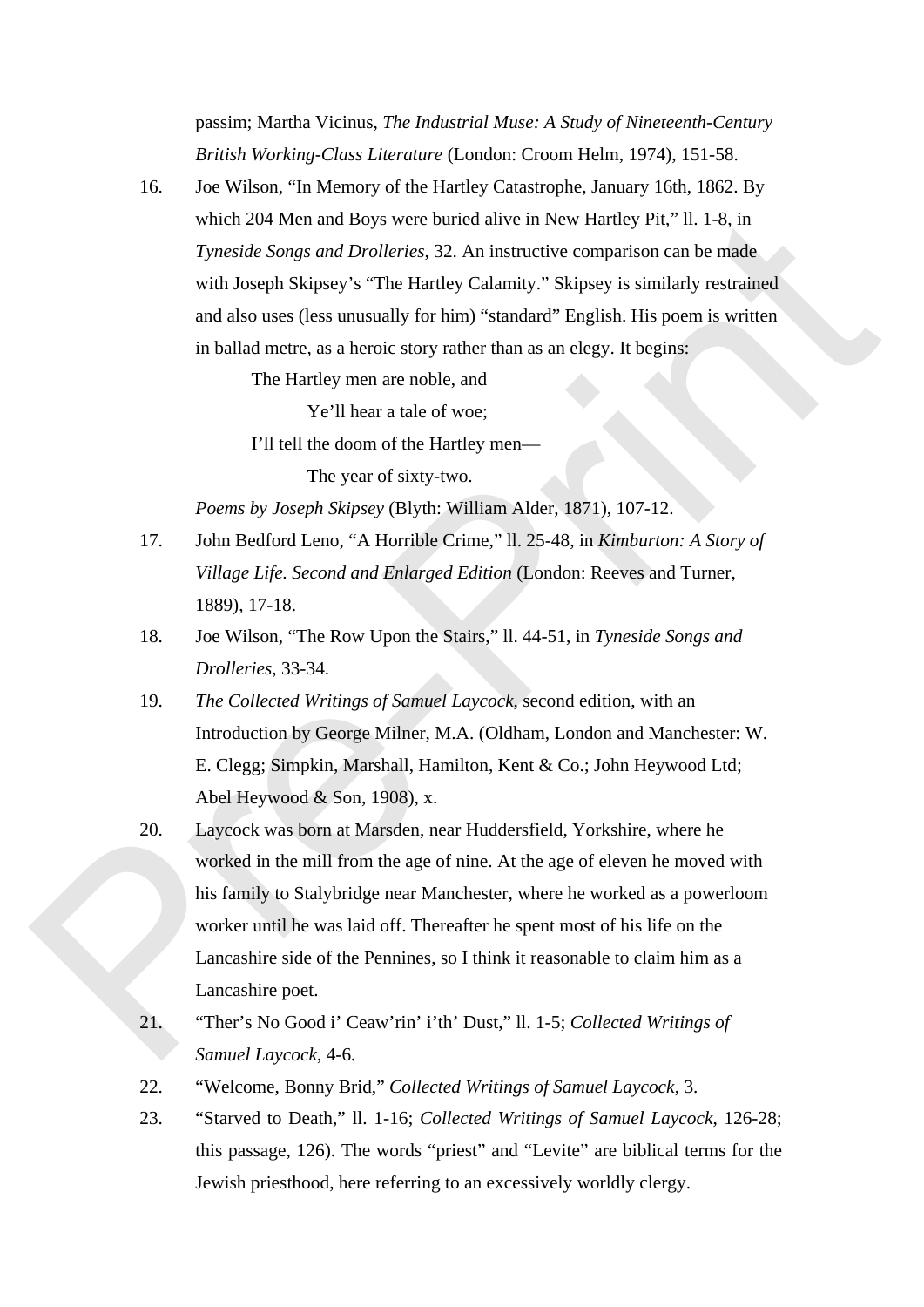passim; Martha Vicinus, *The Industrial Muse: A Study of Nineteenth-Century British Working-Class Literature* (London: Croom Helm, 1974), 151-58.

16. Joe Wilson, "In Memory of the Hartley Catastrophe, January 16th, 1862. By which 204 Men and Boys were buried alive in New Hartley Pit," ll. 1-8, in *Tyneside Songs and Drolleries*, 32. An instructive comparison can be made with Joseph Skipsey's "The Hartley Calamity." Skipsey is similarly restrained and also uses (less unusually for him) "standard" English. His poem is written in ballad metre, as a heroic story rather than as an elegy. It begins:

    The Hartley men are noble, and
        Ye'll hear a tale of woe;
    I'll tell the doom of the Hartley men—
        The year of sixty-two.

    *Poems by Joseph Skipsey* (Blyth: William Alder, 1871), 107-12.

17. John Bedford Leno, "A Horrible Crime," ll. 25-48, in *Kimburton: A Story of Village Life. Second and Enlarged Edition* (London: Reeves and Turner, 1889), 17-18.

18. Joe Wilson, "The Row Upon the Stairs," ll. 44-51, in *Tyneside Songs and Drolleries*, 33-34.

19. *The Collected Writings of Samuel Laycock*, second edition, with an Introduction by George Milner, M.A. (Oldham, London and Manchester: W. E. Clegg; Simpkin, Marshall, Hamilton, Kent & Co.; John Heywood Ltd; Abel Heywood & Son, 1908), x.

20. Laycock was born at Marsden, near Huddersfield, Yorkshire, where he worked in the mill from the age of nine. At the age of eleven he moved with his family to Stalybridge near Manchester, where he worked as a powerloom worker until he was laid off. Thereafter he spent most of his life on the Lancashire side of the Pennines, so I think it reasonable to claim him as a Lancashire poet.

21. "Ther's No Good i' Ceaw'rin' i'th' Dust," ll. 1-5; *Collected Writings of Samuel Laycock*, 4-6.

22. "Welcome, Bonny Brid," *Collected Writings of Samuel Laycock*, 3.

23. "Starved to Death," ll. 1-16; *Collected Writings of Samuel Laycock*, 126-28; this passage, 126). The words "priest" and "Levite" are biblical terms for the Jewish priesthood, here referring to an excessively worldly clergy.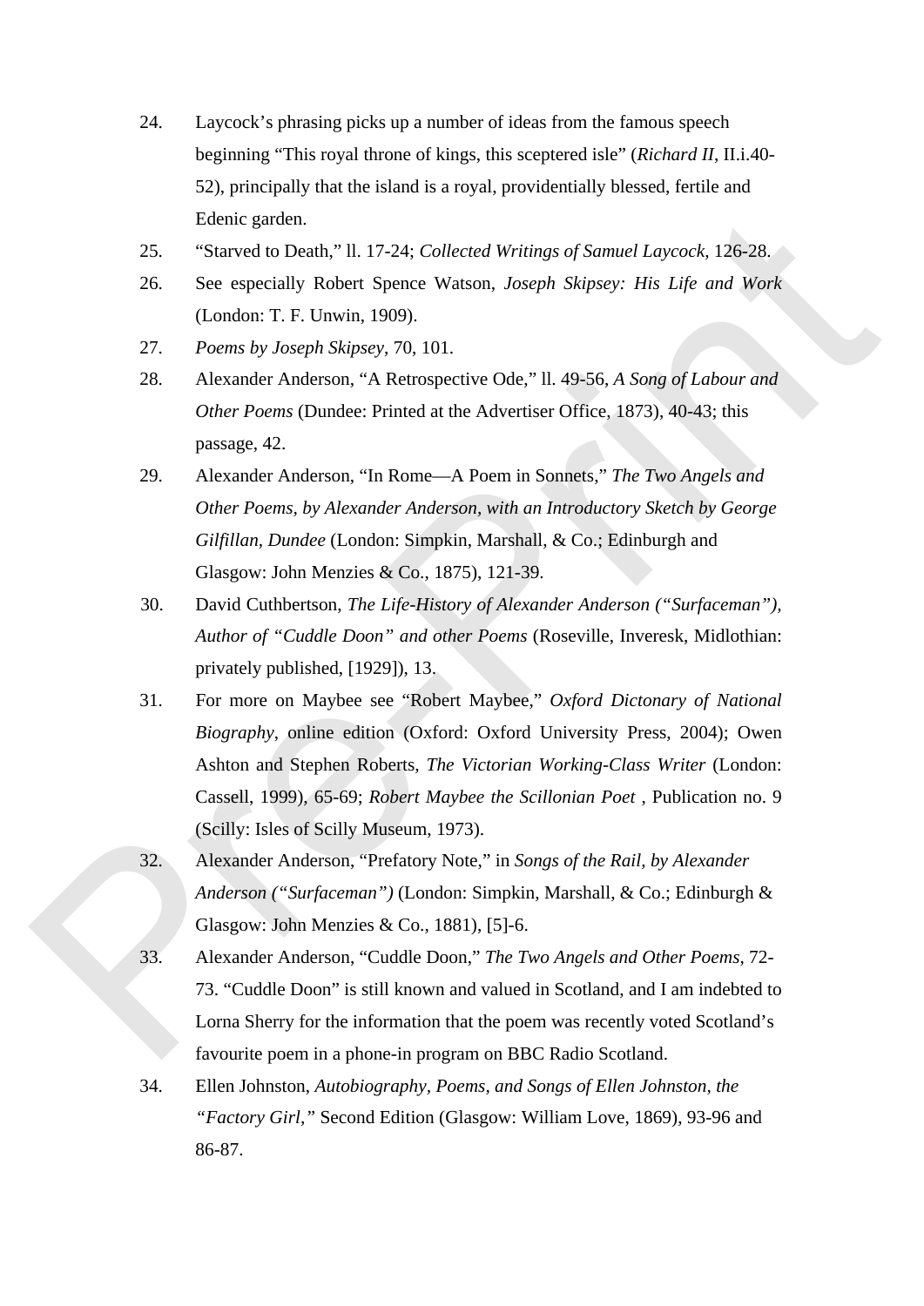24. Laycock's phrasing picks up a number of ideas from the famous speech beginning "This royal throne of kings, this sceptered isle" (*Richard II*, II.i.40-52), principally that the island is a royal, providentially blessed, fertile and Edenic garden.

25. "Starved to Death," ll. 17-24; *Collected Writings of Samuel Laycock*, 126-28.

26. See especially Robert Spence Watson, *Joseph Skipsey: His Life and Work* (London: T. F. Unwin, 1909).

27. *Poems by Joseph Skipsey*, 70, 101.

28. Alexander Anderson, "A Retrospective Ode," ll. 49-56, *A Song of Labour and Other Poems* (Dundee: Printed at the Advertiser Office, 1873), 40-43; this passage, 42.

29. Alexander Anderson, "In Rome—A Poem in Sonnets," *The Two Angels and Other Poems, by Alexander Anderson, with an Introductory Sketch by George Gilfillan, Dundee* (London: Simpkin, Marshall, & Co.; Edinburgh and Glasgow: John Menzies & Co., 1875), 121-39.

30. David Cuthbertson, *The Life-History of Alexander Anderson ("Surfaceman"), Author of "Cuddle Doon" and other Poems* (Roseville, Inveresk, Midlothian: privately published, [1929]), 13.

31. For more on Maybee see "Robert Maybee," *Oxford Dictonary of National Biography*, online edition (Oxford: Oxford University Press, 2004); Owen Ashton and Stephen Roberts, *The Victorian Working-Class Writer* (London: Cassell, 1999), 65-69; *Robert Maybee the Scillonian Poet* , Publication no. 9 (Scilly: Isles of Scilly Museum, 1973).

32. Alexander Anderson, "Prefatory Note," in *Songs of the Rail, by Alexander Anderson ("Surfaceman")* (London: Simpkin, Marshall, & Co.; Edinburgh & Glasgow: John Menzies & Co., 1881), [5]-6.

33. Alexander Anderson, "Cuddle Doon," *The Two Angels and Other Poems*, 72-73. "Cuddle Doon" is still known and valued in Scotland, and I am indebted to Lorna Sherry for the information that the poem was recently voted Scotland's favourite poem in a phone-in program on BBC Radio Scotland.

34. Ellen Johnston, *Autobiography, Poems, and Songs of Ellen Johnston, the "Factory Girl,"* Second Edition (Glasgow: William Love, 1869), 93-96 and 86-87.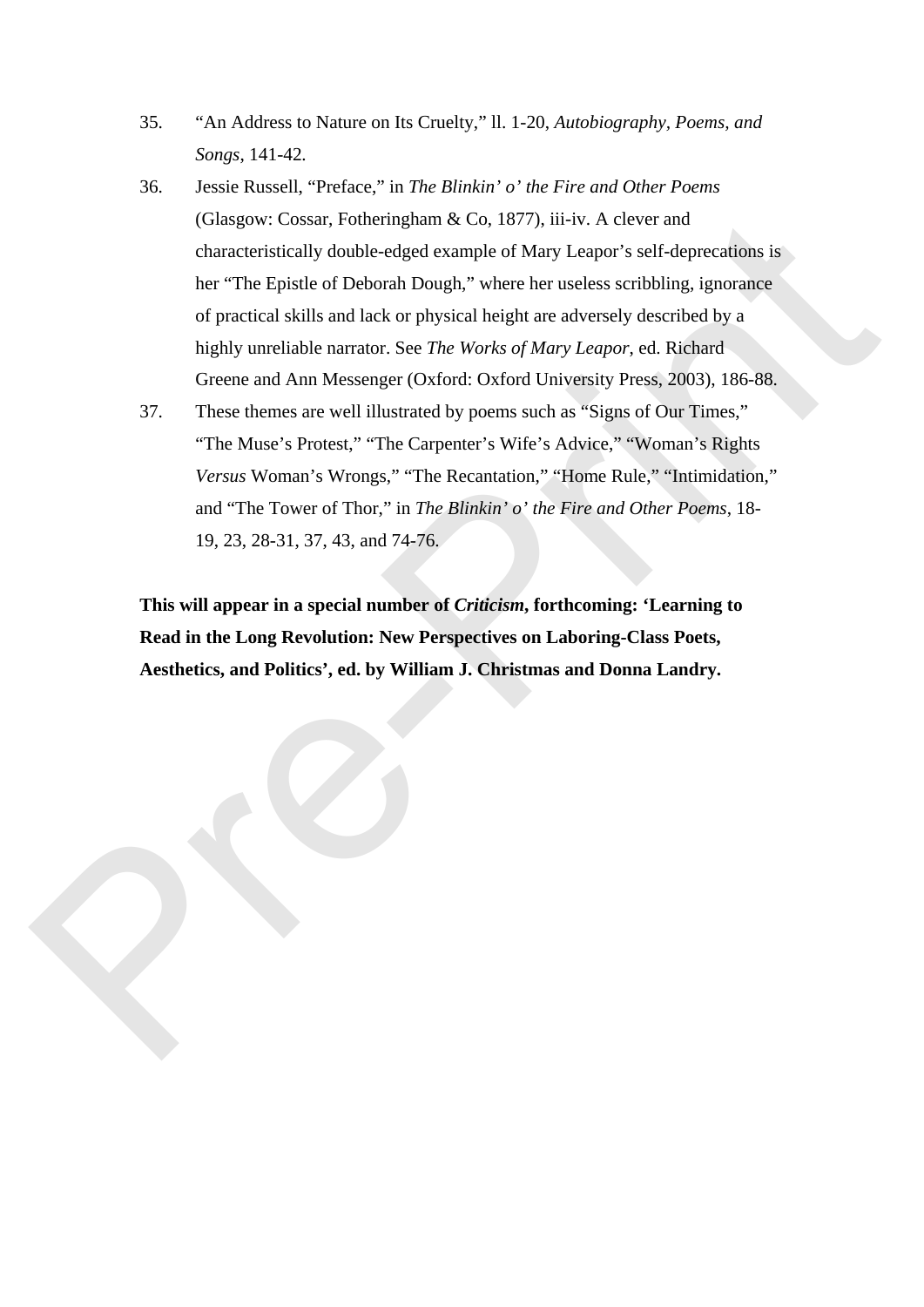35. “An Address to Nature on Its Cruelty,” ll. 1-20, *Autobiography, Poems, and Songs*, 141-42.

36. Jessie Russell, “Preface,” in *The Blinkin’ o’ the Fire and Other Poems* (Glasgow: Cossar, Fotheringham & Co, 1877), iii-iv. A clever and characteristically double-edged example of Mary Leapor’s self-deprecations is her “The Epistle of Deborah Dough,” where her useless scribbling, ignorance of practical skills and lack or physical height are adversely described by a highly unreliable narrator. See *The Works of Mary Leapor*, ed. Richard Greene and Ann Messenger (Oxford: Oxford University Press, 2003), 186-88.

37. These themes are well illustrated by poems such as “Signs of Our Times,” “The Muse’s Protest,” “The Carpenter’s Wife’s Advice,” “Woman’s Rights *Versus* Woman’s Wrongs,” “The Recantation,” “Home Rule,” “Intimidation,” and “The Tower of Thor,” in *The Blinkin’ o’ the Fire and Other Poems*, 18-19, 23, 28-31, 37, 43, and 74-76.

**This will appear in a special number of *Criticism*, forthcoming: ‘Learning to Read in the Long Revolution: New Perspectives on Laboring-Class Poets, Aesthetics, and Politics’, ed. by William J. Christmas and Donna Landry.**